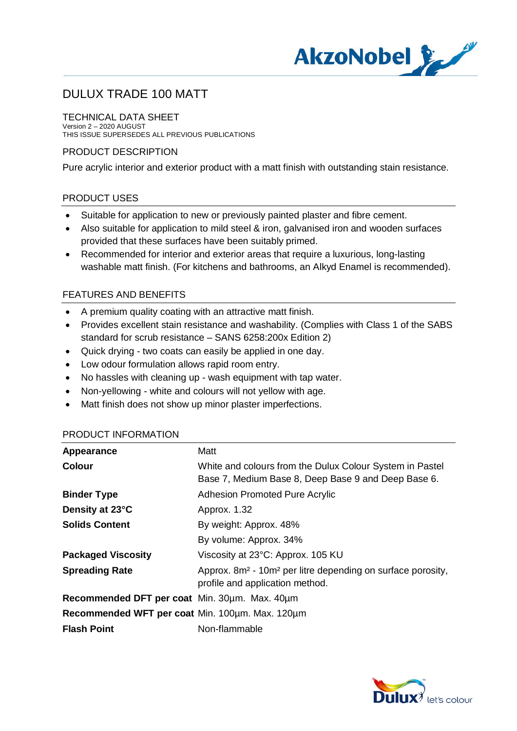# DULUX TRADE 100 MATT

## TECHNICAL DATA SHEET

Version 2 – 2020 AUGUST
THIS ISSUE SUPERSEDES ALL PREVIOUS PUBLICATIONS

## PRODUCT DESCRIPTION

Pure acrylic interior and exterior product with a matt finish with outstanding stain resistance.

## PRODUCT USES

- Suitable for application to new or previously painted plaster and fibre cement.
- Also suitable for application to mild steel & iron, galvanised iron and wooden surfaces provided that these surfaces have been suitably primed.
- Recommended for interior and exterior areas that require a luxurious, long-lasting washable matt finish. (For kitchens and bathrooms, an Alkyd Enamel is recommended).

## FEATURES AND BENEFITS

- A premium quality coating with an attractive matt finish.
- Provides excellent stain resistance and washability. (Complies with Class 1 of the SABS standard for scrub resistance – SANS 6258:200x Edition 2)
- Quick drying - two coats can easily be applied in one day.
- Low odour formulation allows rapid room entry.
- No hassles with cleaning up - wash equipment with tap water.
- Non-yellowing - white and colours will not yellow with age.
- Matt finish does not show up minor plaster imperfections.

## PRODUCT INFORMATION

| | |
|---|---|
| **Appearance** | Matt |
| **Colour** | White and colours from the Dulux Colour System in Pastel Base 7, Medium Base 8, Deep Base 9 and Deep Base 6. |
| **Binder Type** | Adhesion Promoted Pure Acrylic |
| **Density at 23°C** | Approx. 1.32 |
| **Solids Content** | By weight: Approx. 48% |
| | By volume: Approx. 34% |
| **Packaged Viscosity** | Viscosity at 23°C: Approx. 105 KU |
| **Spreading Rate** | Approx. 8m² - 10m² per litre depending on surface porosity, profile and application method. |
| **Recommended DFT per coat** | Min. 30µm. Max. 40µm |
| **Recommended WFT per coat** | Min. 100µm. Max. 120µm |
| **Flash Point** | Non-flammable |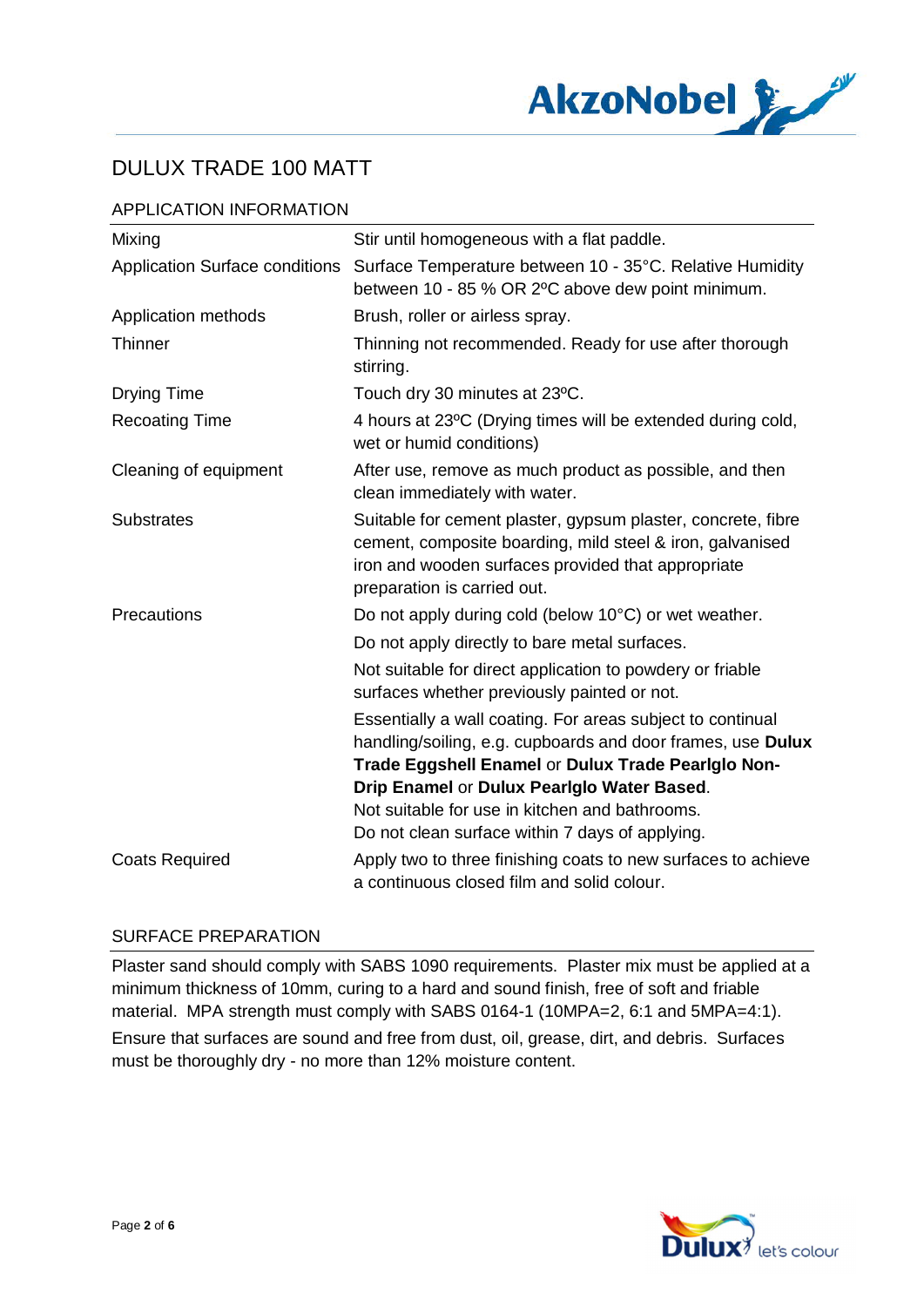# DULUX TRADE 100 MATT

## APPLICATION INFORMATION

| | |
|---|---|
| Mixing | Stir until homogeneous with a flat paddle. |
| Application Surface conditions | Surface Temperature between 10 - 35°C. Relative Humidity between 10 - 85 % OR 2ºC above dew point minimum. |
| Application methods | Brush, roller or airless spray. |
| Thinner | Thinning not recommended. Ready for use after thorough stirring. |
| Drying Time | Touch dry 30 minutes at 23ºC. |
| Recoating Time | 4 hours at 23ºC (Drying times will be extended during cold, wet or humid conditions) |
| Cleaning of equipment | After use, remove as much product as possible, and then clean immediately with water. |
| Substrates | Suitable for cement plaster, gypsum plaster, concrete, fibre cement, composite boarding, mild steel & iron, galvanised iron and wooden surfaces provided that appropriate preparation is carried out. |
| Precautions | Do not apply during cold (below 10°C) or wet weather.<br>Do not apply directly to bare metal surfaces.<br>Not suitable for direct application to powdery or friable surfaces whether previously painted or not.<br>Essentially a wall coating. For areas subject to continual handling/soiling, e.g. cupboards and door frames, use **Dulux Trade Eggshell Enamel** or **Dulux Trade Pearlglo Non-Drip Enamel** or **Dulux Pearlglo Water Based**.<br>Not suitable for use in kitchen and bathrooms.<br>Do not clean surface within 7 days of applying. |
| Coats Required | Apply two to three finishing coats to new surfaces to achieve a continuous closed film and solid colour. |

## SURFACE PREPARATION

Plaster sand should comply with SABS 1090 requirements. Plaster mix must be applied at a minimum thickness of 10mm, curing to a hard and sound finish, free of soft and friable material. MPA strength must comply with SABS 0164-1 (10MPA=2, 6:1 and 5MPA=4:1).

Ensure that surfaces are sound and free from dust, oil, grease, dirt, and debris. Surfaces must be thoroughly dry - no more than 12% moisture content.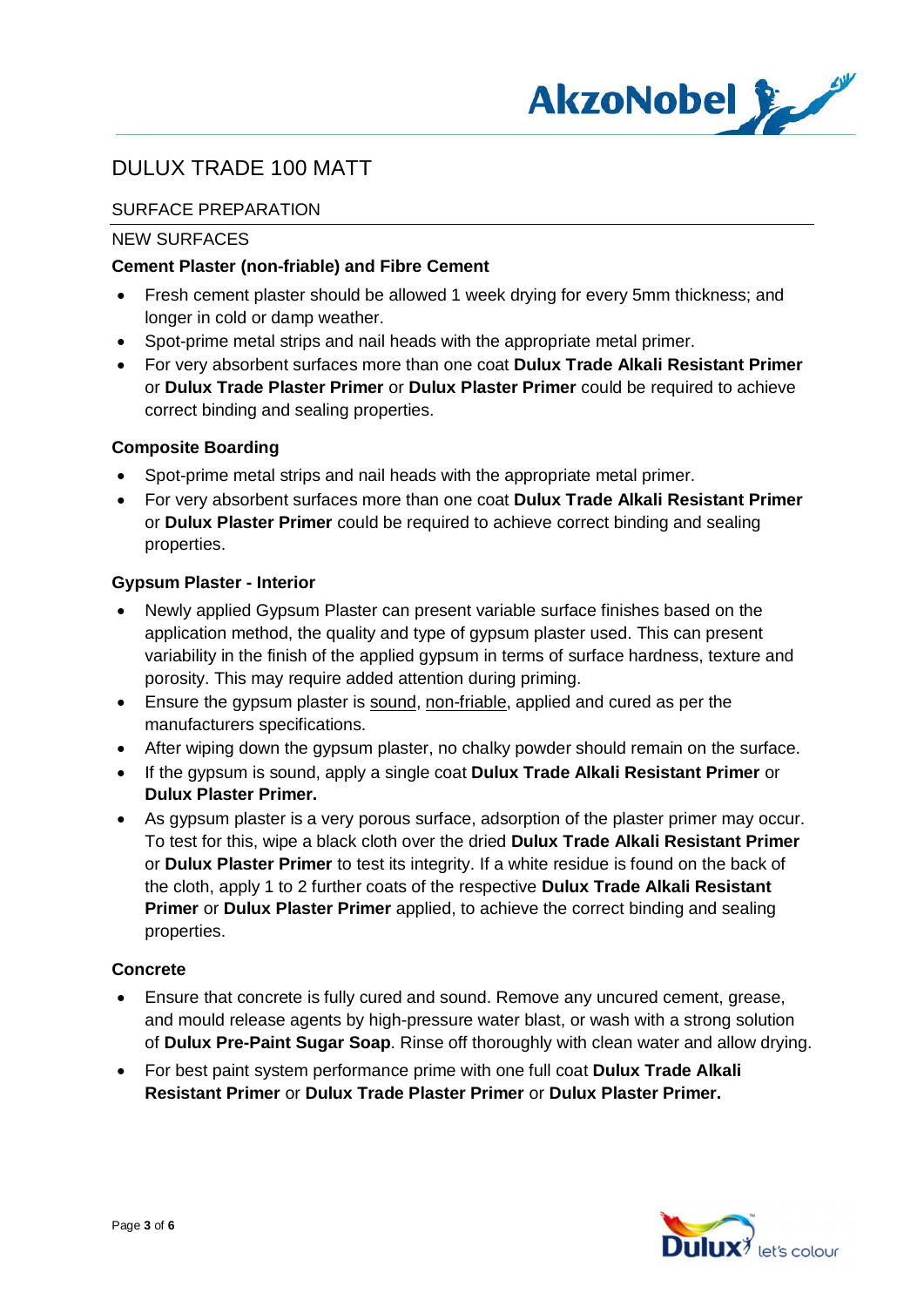# DULUX TRADE 100 MATT

## SURFACE PREPARATION

### NEW SURFACES

**Cement Plaster (non-friable) and Fibre Cement**

- Fresh cement plaster should be allowed 1 week drying for every 5mm thickness; and longer in cold or damp weather.
- Spot-prime metal strips and nail heads with the appropriate metal primer.
- For very absorbent surfaces more than one coat **Dulux Trade Alkali Resistant Primer** or **Dulux Trade Plaster Primer** or **Dulux Plaster Primer** could be required to achieve correct binding and sealing properties.

**Composite Boarding**

- Spot-prime metal strips and nail heads with the appropriate metal primer.
- For very absorbent surfaces more than one coat **Dulux Trade Alkali Resistant Primer** or **Dulux Plaster Primer** could be required to achieve correct binding and sealing properties.

**Gypsum Plaster - Interior**

- Newly applied Gypsum Plaster can present variable surface finishes based on the application method, the quality and type of gypsum plaster used. This can present variability in the finish of the applied gypsum in terms of surface hardness, texture and porosity. This may require added attention during priming.
- Ensure the gypsum plaster is <u>sound</u>, <u>non-friable</u>, applied and cured as per the manufacturers specifications.
- After wiping down the gypsum plaster, no chalky powder should remain on the surface.
- If the gypsum is sound, apply a single coat **Dulux Trade Alkali Resistant Primer** or **Dulux Plaster Primer.**
- As gypsum plaster is a very porous surface, adsorption of the plaster primer may occur. To test for this, wipe a black cloth over the dried **Dulux Trade Alkali Resistant Primer** or **Dulux Plaster Primer** to test its integrity. If a white residue is found on the back of the cloth, apply 1 to 2 further coats of the respective **Dulux Trade Alkali Resistant Primer** or **Dulux Plaster Primer** applied, to achieve the correct binding and sealing properties.

**Concrete**

- Ensure that concrete is fully cured and sound. Remove any uncured cement, grease, and mould release agents by high-pressure water blast, or wash with a strong solution of **Dulux Pre-Paint Sugar Soap**. Rinse off thoroughly with clean water and allow drying.
- For best paint system performance prime with one full coat **Dulux Trade Alkali Resistant Primer** or **Dulux Trade Plaster Primer** or **Dulux Plaster Primer.**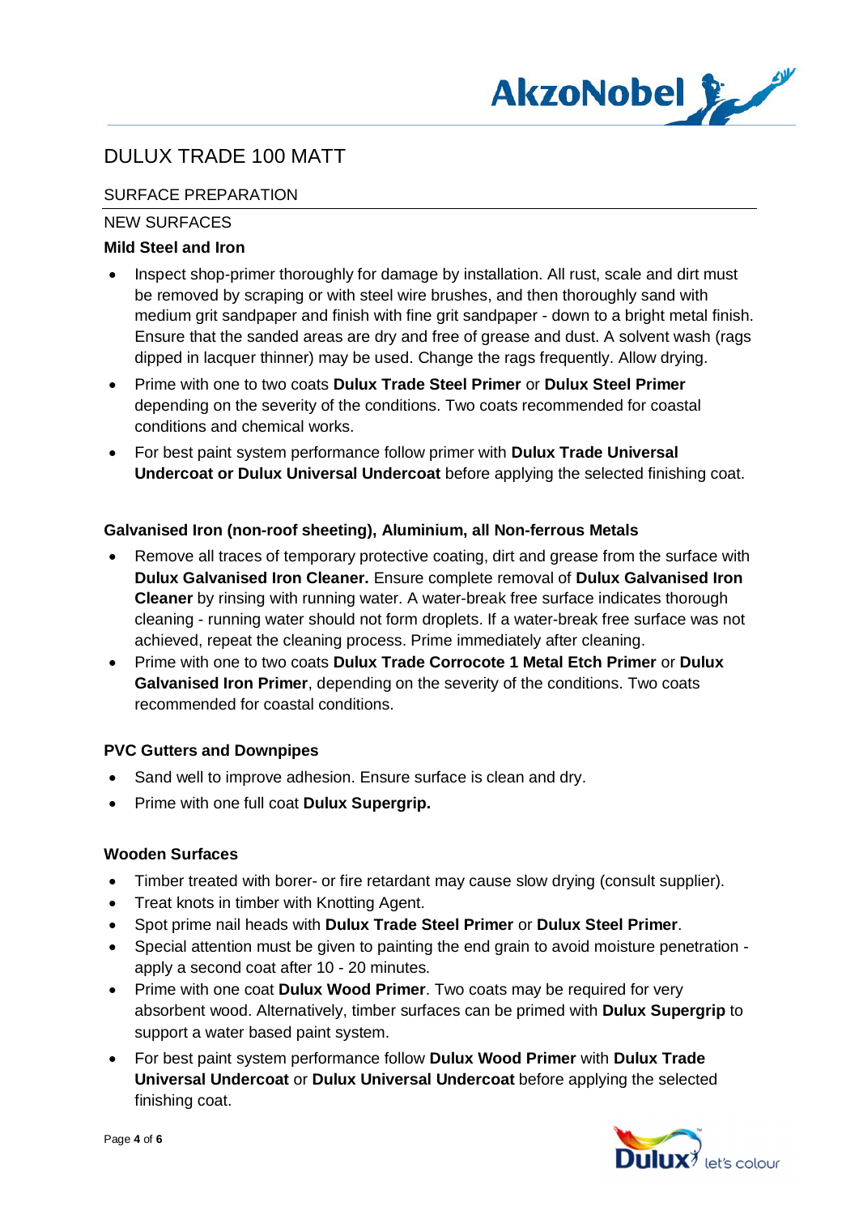# DULUX TRADE 100 MATT

## SURFACE PREPARATION

### NEW SURFACES

**Mild Steel and Iron**

- Inspect shop-primer thoroughly for damage by installation. All rust, scale and dirt must be removed by scraping or with steel wire brushes, and then thoroughly sand with medium grit sandpaper and finish with fine grit sandpaper - down to a bright metal finish. Ensure that the sanded areas are dry and free of grease and dust. A solvent wash (rags dipped in lacquer thinner) may be used. Change the rags frequently. Allow drying.
- Prime with one to two coats **Dulux Trade Steel Primer** or **Dulux Steel Primer** depending on the severity of the conditions. Two coats recommended for coastal conditions and chemical works.
- For best paint system performance follow primer with **Dulux Trade Universal Undercoat or Dulux Universal Undercoat** before applying the selected finishing coat.

**Galvanised Iron (non-roof sheeting), Aluminium, all Non-ferrous Metals**

- Remove all traces of temporary protective coating, dirt and grease from the surface with **Dulux Galvanised Iron Cleaner.** Ensure complete removal of **Dulux Galvanised Iron Cleaner** by rinsing with running water. A water-break free surface indicates thorough cleaning - running water should not form droplets. If a water-break free surface was not achieved, repeat the cleaning process. Prime immediately after cleaning.
- Prime with one to two coats **Dulux Trade Corrocote 1 Metal Etch Primer** or **Dulux Galvanised Iron Primer**, depending on the severity of the conditions. Two coats recommended for coastal conditions.

**PVC Gutters and Downpipes**

- Sand well to improve adhesion. Ensure surface is clean and dry.
- Prime with one full coat **Dulux Supergrip.**

**Wooden Surfaces**

- Timber treated with borer- or fire retardant may cause slow drying (consult supplier).
- Treat knots in timber with Knotting Agent.
- Spot prime nail heads with **Dulux Trade Steel Primer** or **Dulux Steel Primer**.
- Special attention must be given to painting the end grain to avoid moisture penetration - apply a second coat after 10 - 20 minutes.
- Prime with one coat **Dulux Wood Primer**. Two coats may be required for very absorbent wood. Alternatively, timber surfaces can be primed with **Dulux Supergrip** to support a water based paint system.
- For best paint system performance follow **Dulux Wood Primer** with **Dulux Trade Universal Undercoat** or **Dulux Universal Undercoat** before applying the selected finishing coat.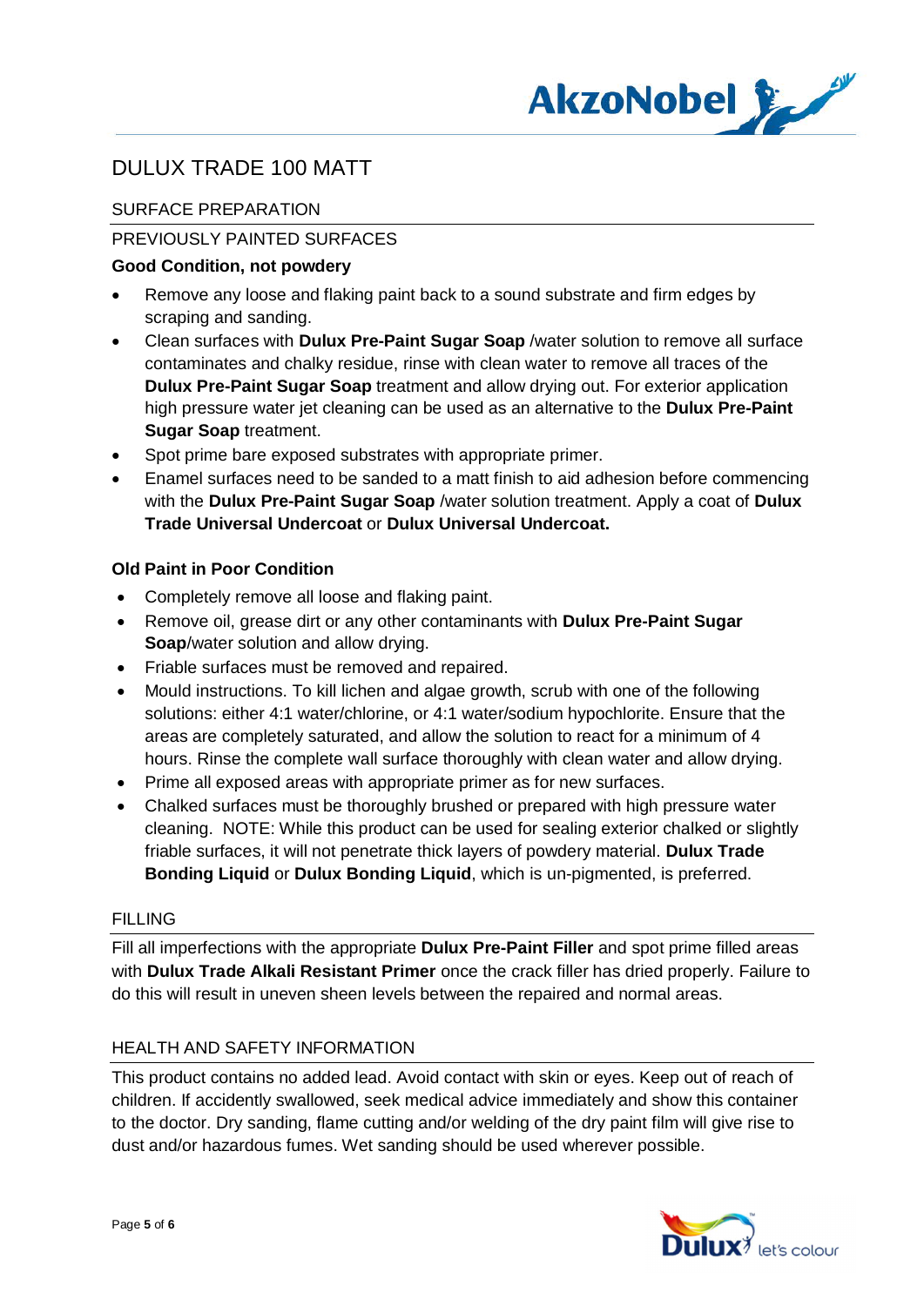# DULUX TRADE 100 MATT

## SURFACE PREPARATION

### PREVIOUSLY PAINTED SURFACES

**Good Condition, not powdery**

- Remove any loose and flaking paint back to a sound substrate and firm edges by scraping and sanding.
- Clean surfaces with **Dulux Pre-Paint Sugar Soap** /water solution to remove all surface contaminates and chalky residue, rinse with clean water to remove all traces of the **Dulux Pre-Paint Sugar Soap** treatment and allow drying out. For exterior application high pressure water jet cleaning can be used as an alternative to the **Dulux Pre-Paint Sugar Soap** treatment.
- Spot prime bare exposed substrates with appropriate primer.
- Enamel surfaces need to be sanded to a matt finish to aid adhesion before commencing with the **Dulux Pre-Paint Sugar Soap** /water solution treatment. Apply a coat of **Dulux Trade Universal Undercoat** or **Dulux Universal Undercoat.**

**Old Paint in Poor Condition**

- Completely remove all loose and flaking paint.
- Remove oil, grease dirt or any other contaminants with **Dulux Pre-Paint Sugar Soap**/water solution and allow drying.
- Friable surfaces must be removed and repaired.
- Mould instructions. To kill lichen and algae growth, scrub with one of the following solutions: either 4:1 water/chlorine, or 4:1 water/sodium hypochlorite. Ensure that the areas are completely saturated, and allow the solution to react for a minimum of 4 hours. Rinse the complete wall surface thoroughly with clean water and allow drying.
- Prime all exposed areas with appropriate primer as for new surfaces.
- Chalked surfaces must be thoroughly brushed or prepared with high pressure water cleaning. NOTE: While this product can be used for sealing exterior chalked or slightly friable surfaces, it will not penetrate thick layers of powdery material. **Dulux Trade Bonding Liquid** or **Dulux Bonding Liquid**, which is un-pigmented, is preferred.

## FILLING

Fill all imperfections with the appropriate **Dulux Pre-Paint Filler** and spot prime filled areas with **Dulux Trade Alkali Resistant Primer** once the crack filler has dried properly. Failure to do this will result in uneven sheen levels between the repaired and normal areas.

## HEALTH AND SAFETY INFORMATION

This product contains no added lead. Avoid contact with skin or eyes. Keep out of reach of children. If accidently swallowed, seek medical advice immediately and show this container to the doctor. Dry sanding, flame cutting and/or welding of the dry paint film will give rise to dust and/or hazardous fumes. Wet sanding should be used wherever possible.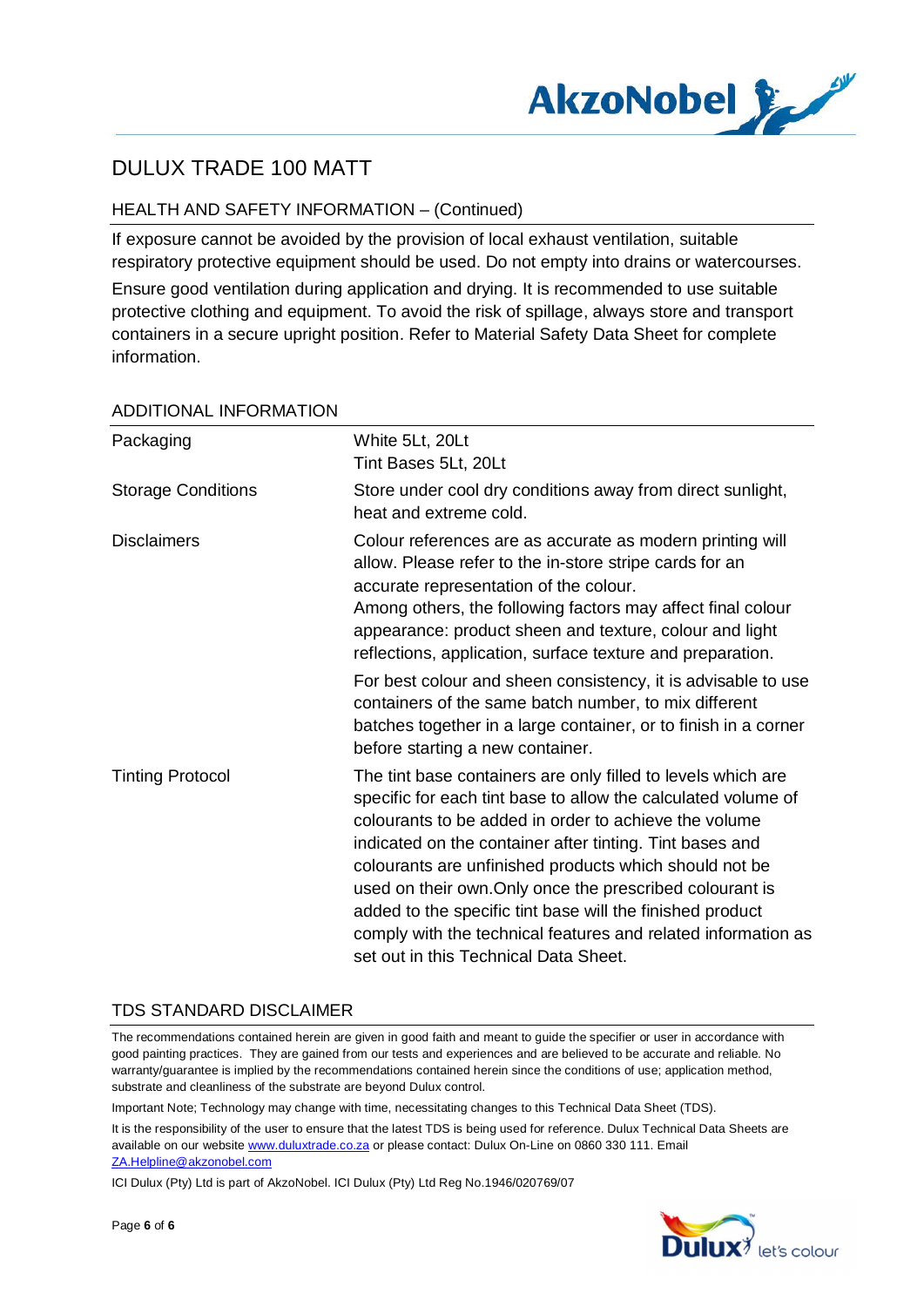# DULUX TRADE 100 MATT

## HEALTH AND SAFETY INFORMATION – (Continued)

If exposure cannot be avoided by the provision of local exhaust ventilation, suitable respiratory protective equipment should be used. Do not empty into drains or watercourses.

Ensure good ventilation during application and drying. It is recommended to use suitable protective clothing and equipment. To avoid the risk of spillage, always store and transport containers in a secure upright position. Refer to Material Safety Data Sheet for complete information.

## ADDITIONAL INFORMATION

| | |
|---|---|
| Packaging | White 5Lt, 20Lt<br>Tint Bases 5Lt, 20Lt |
| Storage Conditions | Store under cool dry conditions away from direct sunlight, heat and extreme cold. |
| Disclaimers | Colour references are as accurate as modern printing will allow. Please refer to the in-store stripe cards for an accurate representation of the colour.<br>Among others, the following factors may affect final colour appearance: product sheen and texture, colour and light reflections, application, surface texture and preparation.<br>For best colour and sheen consistency, it is advisable to use containers of the same batch number, to mix different batches together in a large container, or to finish in a corner before starting a new container. |
| Tinting Protocol | The tint base containers are only filled to levels which are specific for each tint base to allow the calculated volume of colourants to be added in order to achieve the volume indicated on the container after tinting. Tint bases and colourants are unfinished products which should not be used on their own.Only once the prescribed colourant is added to the specific tint base will the finished product comply with the technical features and related information as set out in this Technical Data Sheet. |

## TDS STANDARD DISCLAIMER

The recommendations contained herein are given in good faith and meant to guide the specifier or user in accordance with good painting practices. They are gained from our tests and experiences and are believed to be accurate and reliable. No warranty/guarantee is implied by the recommendations contained herein since the conditions of use; application method, substrate and cleanliness of the substrate are beyond Dulux control.

Important Note; Technology may change with time, necessitating changes to this Technical Data Sheet (TDS).

It is the responsibility of the user to ensure that the latest TDS is being used for reference. Dulux Technical Data Sheets are available on our website www.duluxtrade.co.za or please contact: Dulux On-Line on 0860 330 111. Email ZA.Helpline@akzonobel.com

ICI Dulux (Pty) Ltd is part of AkzoNobel. ICI Dulux (Pty) Ltd Reg No.1946/020769/07